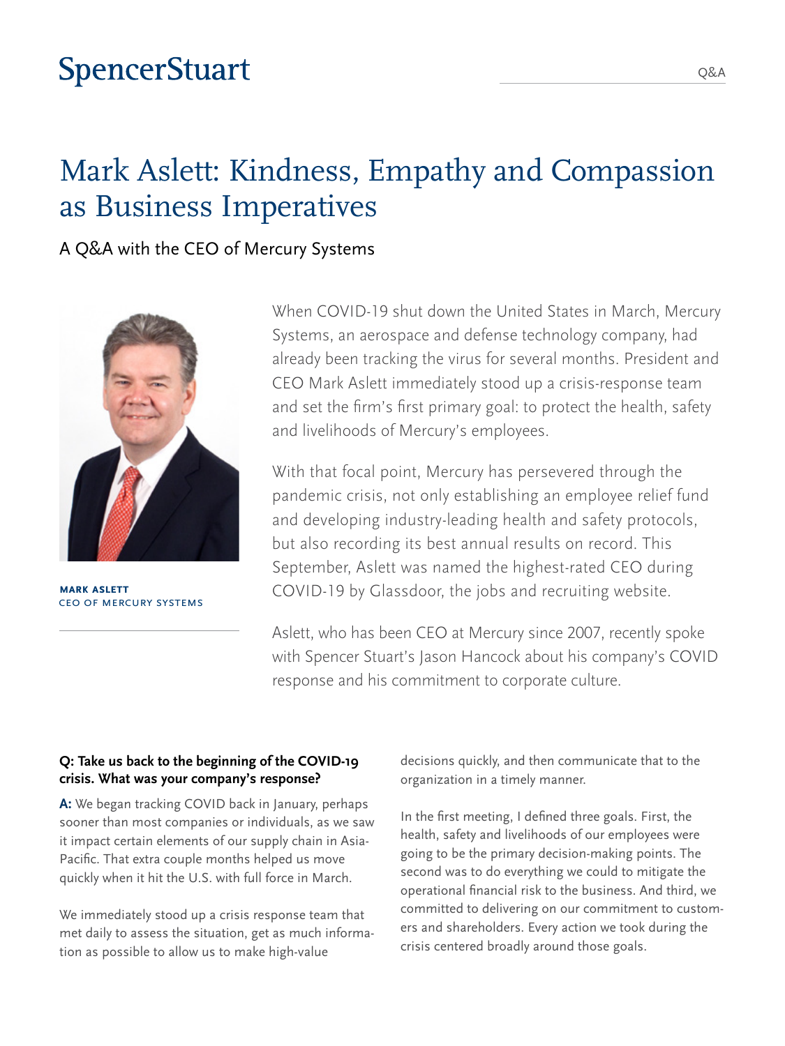SpencerStuart

Q&A

# Mark Aslett: Kindness, Empathy and Compassion as Business Imperatives

A Q&A with the CEO of Mercury Systems

**MARK ASLETT**
CEO OF MERCURY SYSTEMS

When COVID-19 shut down the United States in March, Mercury Systems, an aerospace and defense technology company, had already been tracking the virus for several months. President and CEO Mark Aslett immediately stood up a crisis-response team and set the firm's first primary goal: to protect the health, safety and livelihoods of Mercury's employees.

With that focal point, Mercury has persevered through the pandemic crisis, not only establishing an employee relief fund and developing industry-leading health and safety protocols, but also recording its best annual results on record. This September, Aslett was named the highest-rated CEO during COVID-19 by Glassdoor, the jobs and recruiting website.

Aslett, who has been CEO at Mercury since 2007, recently spoke with Spencer Stuart's Jason Hancock about his company's COVID response and his commitment to corporate culture.

**Q: Take us back to the beginning of the COVID-19 crisis. What was your company's response?**

**A:** We began tracking COVID back in January, perhaps sooner than most companies or individuals, as we saw it impact certain elements of our supply chain in Asia-Pacific. That extra couple months helped us move quickly when it hit the U.S. with full force in March.

We immediately stood up a crisis response team that met daily to assess the situation, get as much information as possible to allow us to make high-value decisions quickly, and then communicate that to the organization in a timely manner.

In the first meeting, I defined three goals. First, the health, safety and livelihoods of our employees were going to be the primary decision-making points. The second was to do everything we could to mitigate the operational financial risk to the business. And third, we committed to delivering on our commitment to customers and shareholders. Every action we took during the crisis centered broadly around those goals.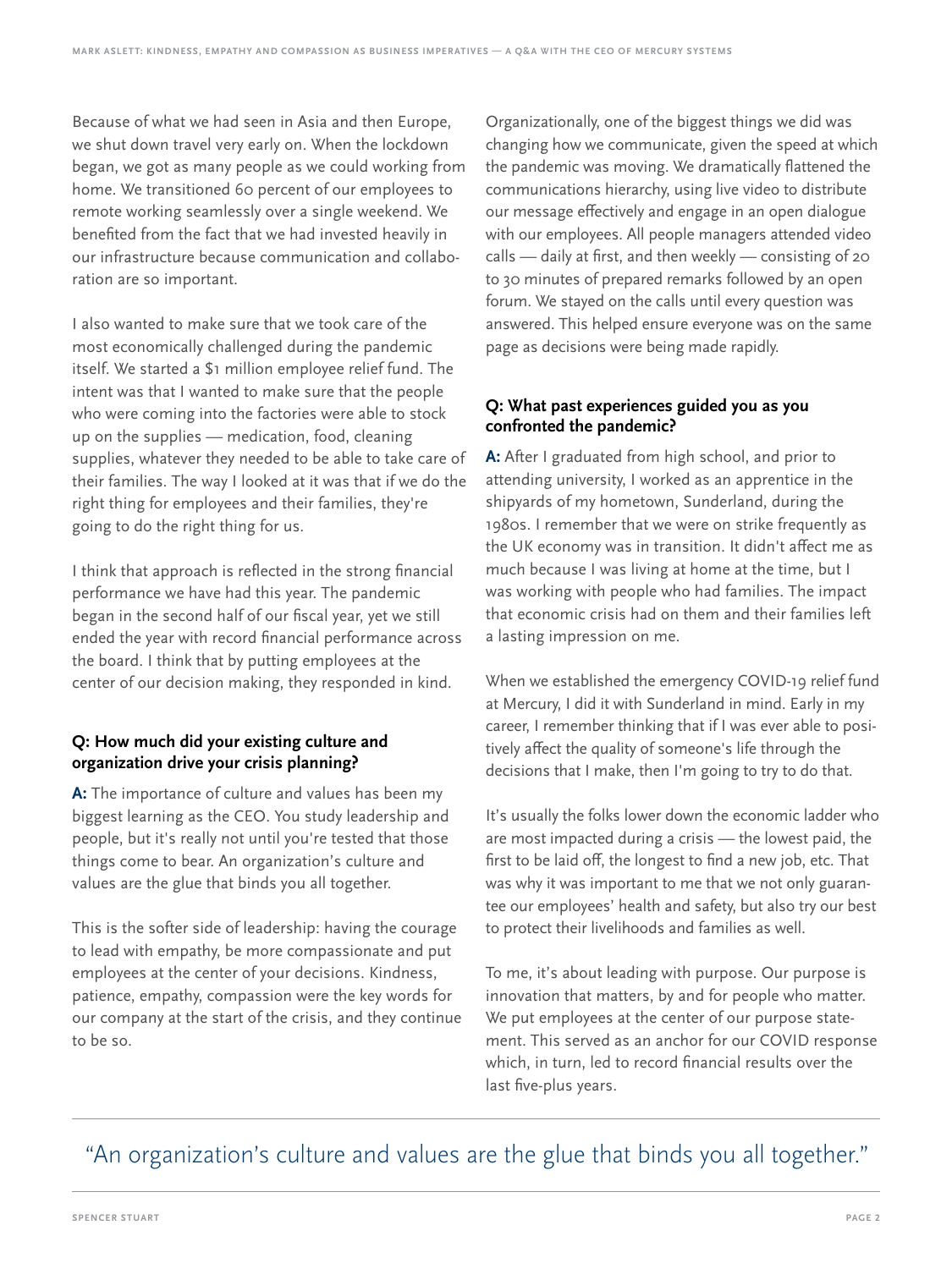Because of what we had seen in Asia and then Europe, we shut down travel very early on. When the lockdown began, we got as many people as we could working from home. We transitioned 60 percent of our employees to remote working seamlessly over a single weekend. We benefited from the fact that we had invested heavily in our infrastructure because communication and collaboration are so important.

I also wanted to make sure that we took care of the most economically challenged during the pandemic itself. We started a $1 million employee relief fund. The intent was that I wanted to make sure that the people who were coming into the factories were able to stock up on the supplies — medication, food, cleaning supplies, whatever they needed to be able to take care of their families. The way I looked at it was that if we do the right thing for employees and their families, they're going to do the right thing for us.

I think that approach is reflected in the strong financial performance we have had this year. The pandemic began in the second half of our fiscal year, yet we still ended the year with record financial performance across the board. I think that by putting employees at the center of our decision making, they responded in kind.

**Q: How much did your existing culture and organization drive your crisis planning?**

**A:** The importance of culture and values has been my biggest learning as the CEO. You study leadership and people, but it's really not until you're tested that those things come to bear. An organization's culture and values are the glue that binds you all together.

This is the softer side of leadership: having the courage to lead with empathy, be more compassionate and put employees at the center of your decisions. Kindness, patience, empathy, compassion were the key words for our company at the start of the crisis, and they continue to be so.

Organizationally, one of the biggest things we did was changing how we communicate, given the speed at which the pandemic was moving. We dramatically flattened the communications hierarchy, using live video to distribute our message effectively and engage in an open dialogue with our employees. All people managers attended video calls — daily at first, and then weekly — consisting of 20 to 30 minutes of prepared remarks followed by an open forum. We stayed on the calls until every question was answered. This helped ensure everyone was on the same page as decisions were being made rapidly.

**Q: What past experiences guided you as you confronted the pandemic?**

**A:** After I graduated from high school, and prior to attending university, I worked as an apprentice in the shipyards of my hometown, Sunderland, during the 1980s. I remember that we were on strike frequently as the UK economy was in transition. It didn't affect me as much because I was living at home at the time, but I was working with people who had families. The impact that economic crisis had on them and their families left a lasting impression on me.

When we established the emergency COVID-19 relief fund at Mercury, I did it with Sunderland in mind. Early in my career, I remember thinking that if I was ever able to positively affect the quality of someone's life through the decisions that I make, then I'm going to try to do that.

It's usually the folks lower down the economic ladder who are most impacted during a crisis — the lowest paid, the first to be laid off, the longest to find a new job, etc. That was why it was important to me that we not only guarantee our employees' health and safety, but also try our best to protect their livelihoods and families as well.

To me, it's about leading with purpose. Our purpose is innovation that matters, by and for people who matter. We put employees at the center of our purpose statement. This served as an anchor for our COVID response which, in turn, led to record financial results over the last five-plus years.

> "An organization's culture and values are the glue that binds you all together."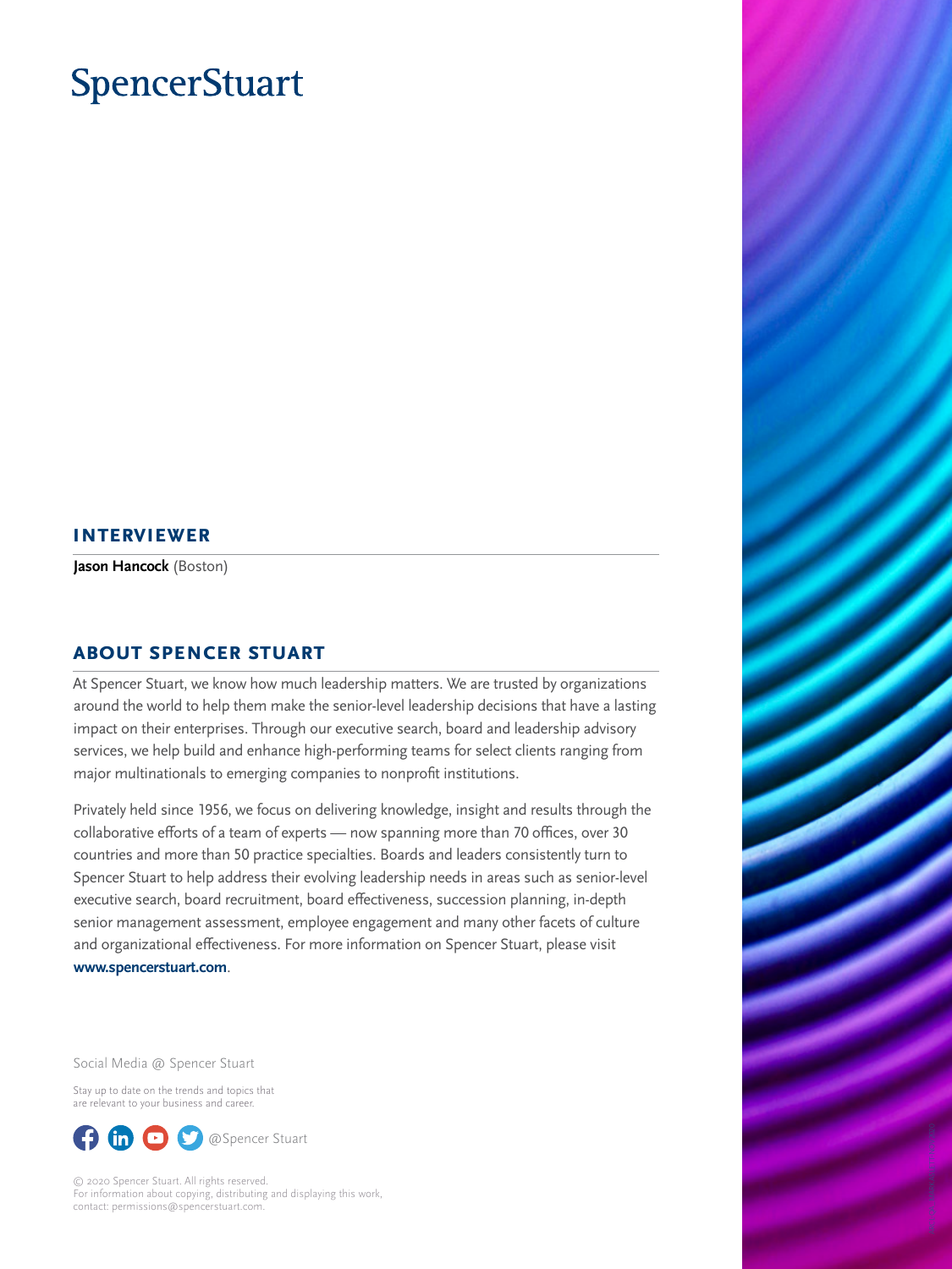# SpencerStuart

## INTERVIEWER

**Jason Hancock** (Boston)

## ABOUT SPENCER STUART

At Spencer Stuart, we know how much leadership matters. We are trusted by organizations around the world to help them make the senior-level leadership decisions that have a lasting impact on their enterprises. Through our executive search, board and leadership advisory services, we help build and enhance high-performing teams for select clients ranging from major multinationals to emerging companies to nonprofit institutions.

Privately held since 1956, we focus on delivering knowledge, insight and results through the collaborative efforts of a team of experts — now spanning more than 70 offices, over 30 countries and more than 50 practice specialties. Boards and leaders consistently turn to Spencer Stuart to help address their evolving leadership needs in areas such as senior-level executive search, board recruitment, board effectiveness, succession planning, in-depth senior management assessment, employee engagement and many other facets of culture and organizational effectiveness. For more information on Spencer Stuart, please visit **www.spencerstuart.com**.

Social Media @ Spencer Stuart

Stay up to date on the trends and topics that are relevant to your business and career.

@Spencer Stuart

© 2020 Spencer Stuart. All rights reserved.
For information about copying, distributing and displaying this work, contact: permissions@spencerstuart.com.